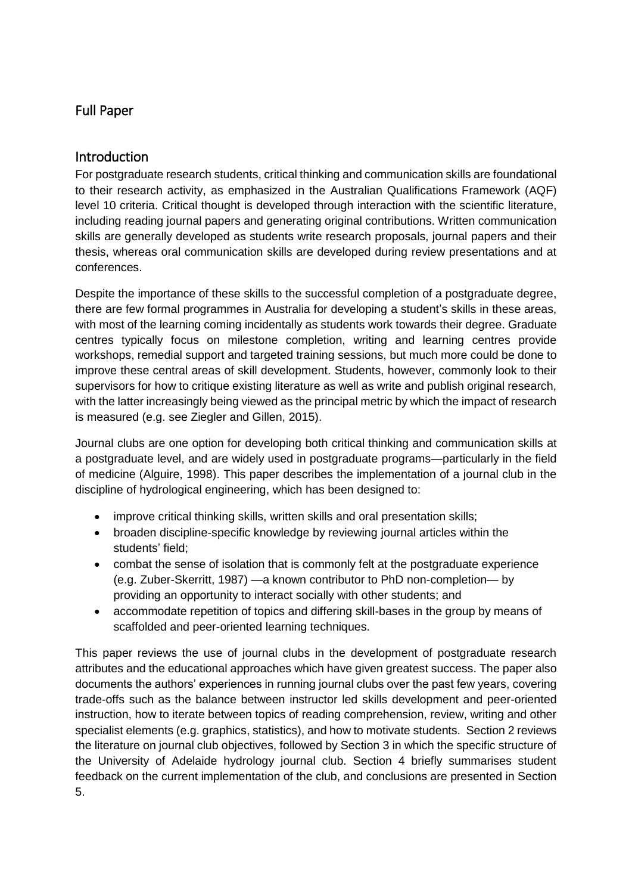## Full Paper

## Introduction

For postgraduate research students, critical thinking and communication skills are foundational to their research activity, as emphasized in the Australian Qualifications Framework (AQF) level 10 criteria. Critical thought is developed through interaction with the scientific literature, including reading journal papers and generating original contributions. Written communication skills are generally developed as students write research proposals, journal papers and their thesis, whereas oral communication skills are developed during review presentations and at conferences.

Despite the importance of these skills to the successful completion of a postgraduate degree, there are few formal programmes in Australia for developing a student's skills in these areas, with most of the learning coming incidentally as students work towards their degree. Graduate centres typically focus on milestone completion, writing and learning centres provide workshops, remedial support and targeted training sessions, but much more could be done to improve these central areas of skill development. Students, however, commonly look to their supervisors for how to critique existing literature as well as write and publish original research, with the latter increasingly being viewed as the principal metric by which the impact of research is measured (e.g. see Ziegler and Gillen, 2015).

Journal clubs are one option for developing both critical thinking and communication skills at a postgraduate level, and are widely used in postgraduate programs—particularly in the field of medicine (Alguire, 1998). This paper describes the implementation of a journal club in the discipline of hydrological engineering, which has been designed to:

- improve critical thinking skills, written skills and oral presentation skills;
- broaden discipline-specific knowledge by reviewing journal articles within the students' field;
- combat the sense of isolation that is commonly felt at the postgraduate experience (e.g. Zuber-Skerritt, 1987) —a known contributor to PhD non-completion— by providing an opportunity to interact socially with other students; and
- accommodate repetition of topics and differing skill-bases in the group by means of scaffolded and peer-oriented learning techniques.

This paper reviews the use of journal clubs in the development of postgraduate research attributes and the educational approaches which have given greatest success. The paper also documents the authors' experiences in running journal clubs over the past few years, covering trade-offs such as the balance between instructor led skills development and peer-oriented instruction, how to iterate between topics of reading comprehension, review, writing and other specialist elements (e.g. graphics, statistics), and how to motivate students. Section 2 reviews the literature on journal club objectives, followed by Section 3 in which the specific structure of the University of Adelaide hydrology journal club. Section 4 briefly summarises student feedback on the current implementation of the club, and conclusions are presented in Section 5.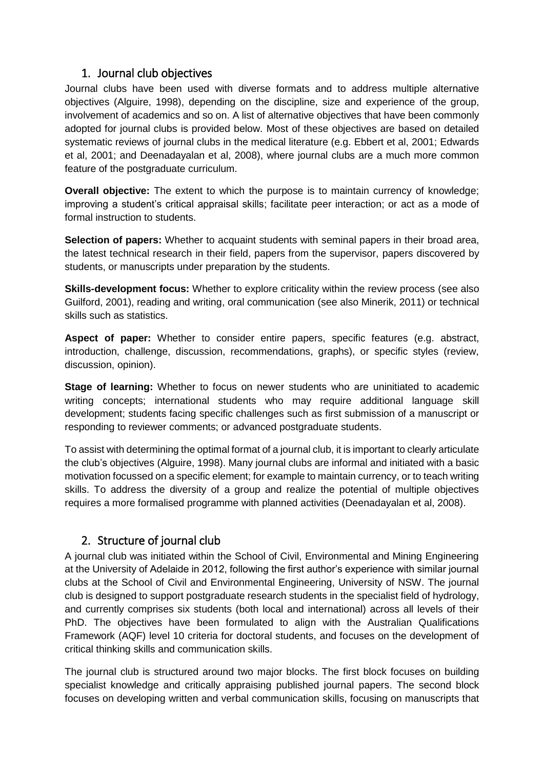## 1. Journal club objectives

Journal clubs have been used with diverse formats and to address multiple alternative objectives (Alguire, 1998), depending on the discipline, size and experience of the group, involvement of academics and so on. A list of alternative objectives that have been commonly adopted for journal clubs is provided below. Most of these objectives are based on detailed systematic reviews of journal clubs in the medical literature (e.g. Ebbert et al, 2001; Edwards et al, 2001; and Deenadayalan et al, 2008), where journal clubs are a much more common feature of the postgraduate curriculum.

**Overall objective:** The extent to which the purpose is to maintain currency of knowledge; improving a student's critical appraisal skills; facilitate peer interaction; or act as a mode of formal instruction to students.

**Selection of papers:** Whether to acquaint students with seminal papers in their broad area, the latest technical research in their field, papers from the supervisor, papers discovered by students, or manuscripts under preparation by the students.

**Skills-development focus:** Whether to explore criticality within the review process (see also Guilford, 2001), reading and writing, oral communication (see also Minerik, 2011) or technical skills such as statistics.

**Aspect of paper:** Whether to consider entire papers, specific features (e.g. abstract, introduction, challenge, discussion, recommendations, graphs), or specific styles (review, discussion, opinion).

**Stage of learning:** Whether to focus on newer students who are uninitiated to academic writing concepts; international students who may require additional language skill development; students facing specific challenges such as first submission of a manuscript or responding to reviewer comments; or advanced postgraduate students.

To assist with determining the optimal format of a journal club, it is important to clearly articulate the club's objectives (Alguire, 1998). Many journal clubs are informal and initiated with a basic motivation focussed on a specific element; for example to maintain currency, or to teach writing skills. To address the diversity of a group and realize the potential of multiple objectives requires a more formalised programme with planned activities (Deenadayalan et al, 2008).

## 2. Structure of journal club

A journal club was initiated within the School of Civil, Environmental and Mining Engineering at the University of Adelaide in 2012, following the first author's experience with similar journal clubs at the School of Civil and Environmental Engineering, University of NSW. The journal club is designed to support postgraduate research students in the specialist field of hydrology, and currently comprises six students (both local and international) across all levels of their PhD. The objectives have been formulated to align with the Australian Qualifications Framework (AQF) level 10 criteria for doctoral students, and focuses on the development of critical thinking skills and communication skills.

The journal club is structured around two major blocks. The first block focuses on building specialist knowledge and critically appraising published journal papers. The second block focuses on developing written and verbal communication skills, focusing on manuscripts that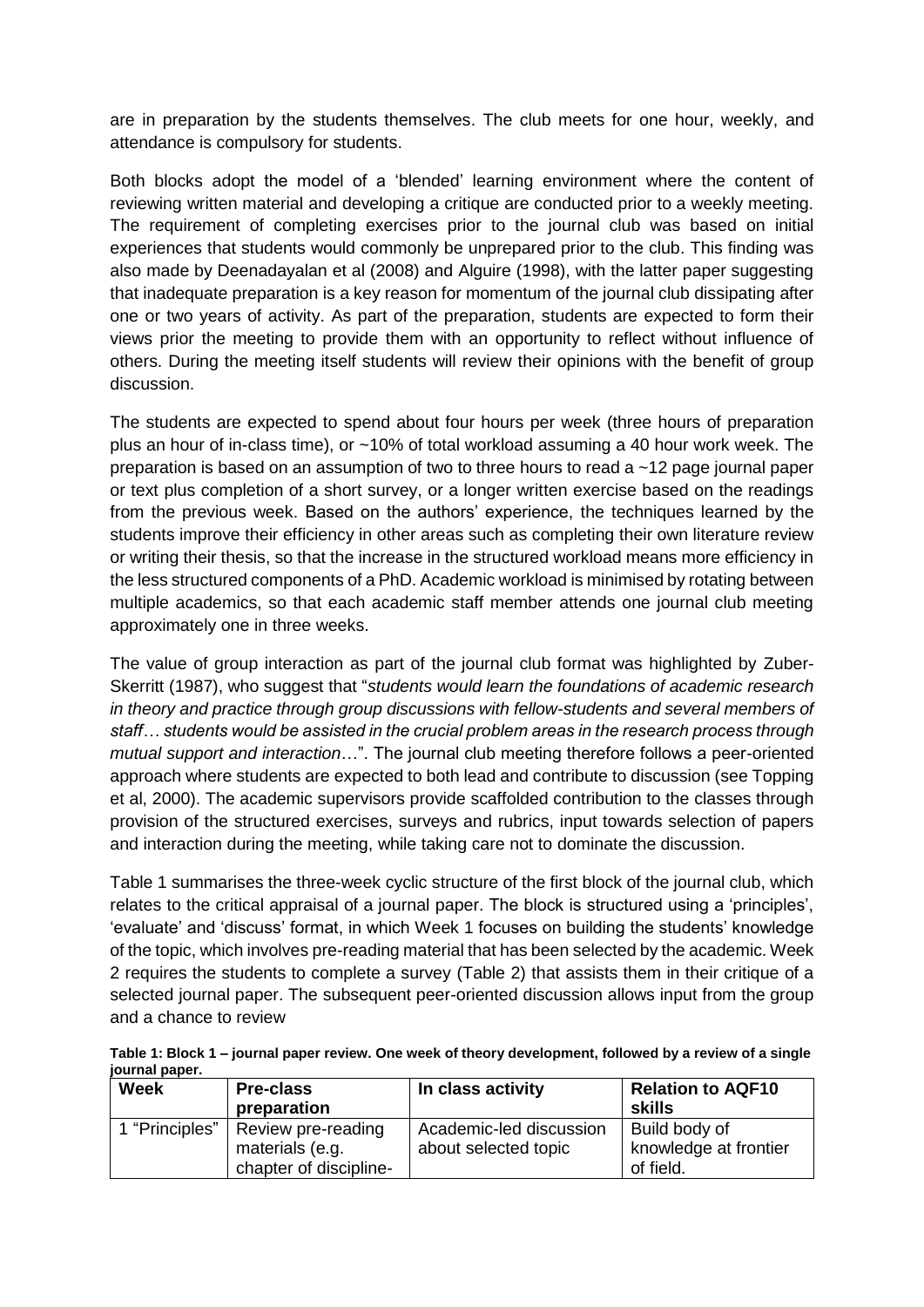are in preparation by the students themselves. The club meets for one hour, weekly, and attendance is compulsory for students.

Both blocks adopt the model of a 'blended' learning environment where the content of reviewing written material and developing a critique are conducted prior to a weekly meeting. The requirement of completing exercises prior to the journal club was based on initial experiences that students would commonly be unprepared prior to the club. This finding was also made by Deenadayalan et al (2008) and Alguire (1998), with the latter paper suggesting that inadequate preparation is a key reason for momentum of the journal club dissipating after one or two years of activity. As part of the preparation, students are expected to form their views prior the meeting to provide them with an opportunity to reflect without influence of others. During the meeting itself students will review their opinions with the benefit of group discussion.

The students are expected to spend about four hours per week (three hours of preparation plus an hour of in-class time), or ~10% of total workload assuming a 40 hour work week. The preparation is based on an assumption of two to three hours to read a ~12 page journal paper or text plus completion of a short survey, or a longer written exercise based on the readings from the previous week. Based on the authors' experience, the techniques learned by the students improve their efficiency in other areas such as completing their own literature review or writing their thesis, so that the increase in the structured workload means more efficiency in the less structured components of a PhD. Academic workload is minimised by rotating between multiple academics, so that each academic staff member attends one journal club meeting approximately one in three weeks.

The value of group interaction as part of the journal club format was highlighted by Zuber-Skerritt (1987), who suggest that "*students would learn the foundations of academic research in theory and practice through group discussions with fellow-students and several members of staff… students would be assisted in the crucial problem areas in the research process through mutual support and interaction*…". The journal club meeting therefore follows a peer-oriented approach where students are expected to both lead and contribute to discussion (see Topping et al, 2000). The academic supervisors provide scaffolded contribution to the classes through provision of the structured exercises, surveys and rubrics, input towards selection of papers and interaction during the meeting, while taking care not to dominate the discussion.

Table 1 summarises the three-week cyclic structure of the first block of the journal club, which relates to the critical appraisal of a journal paper. The block is structured using a 'principles', 'evaluate' and 'discuss' format, in which Week 1 focuses on building the students' knowledge of the topic, which involves pre-reading material that has been selected by the academic. Week 2 requires the students to complete a survey (Table 2) that assists them in their critique of a selected journal paper. The subsequent peer-oriented discussion allows input from the group and a chance to review

**Table 1: Block 1 – journal paper review. One week of theory development, followed by a review of a single journal paper.**

| Week | Pre-class preparation | In class activity | Relation to AQF10 skills |
|---|---|---|---|
| 1 "Principles" | Review pre-reading materials (e.g. chapter of discipline- | Academic-led discussion about selected topic | Build body of knowledge at frontier of field. |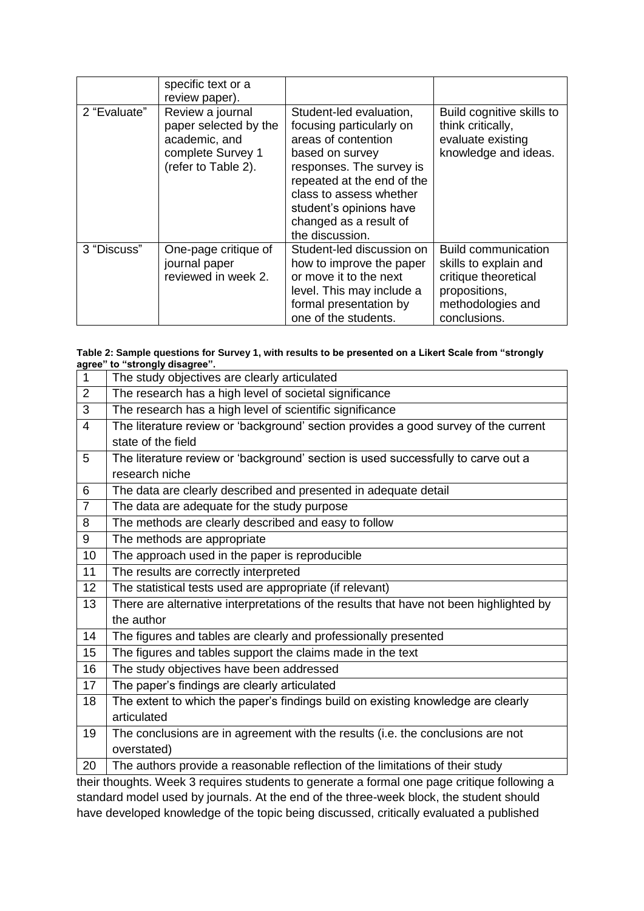|  | specific text or a review paper). |  |  |
| --- | --- | --- | --- |
| 2 "Evaluate" | Review a journal paper selected by the academic, and complete Survey 1 (refer to Table 2). | Student-led evaluation, focusing particularly on areas of contention based on survey responses. The survey is repeated at the end of the class to assess whether student's opinions have changed as a result of the discussion. | Build cognitive skills to think critically, evaluate existing knowledge and ideas. |
| 3 "Discuss" | One-page critique of journal paper reviewed in week 2. | Student-led discussion on how to improve the paper or move it to the next level. This may include a formal presentation by one of the students. | Build communication skills to explain and critique theoretical propositions, methodologies and conclusions. |

**Table 2: Sample questions for Survey 1, with results to be presented on a Likert Scale from "strongly agree" to "strongly disagree".**

| 1 | The study objectives are clearly articulated |
| --- | --- |
| 2 | The research has a high level of societal significance |
| 3 | The research has a high level of scientific significance |
| 4 | The literature review or 'background' section provides a good survey of the current state of the field |
| 5 | The literature review or 'background' section is used successfully to carve out a research niche |
| 6 | The data are clearly described and presented in adequate detail |
| 7 | The data are adequate for the study purpose |
| 8 | The methods are clearly described and easy to follow |
| 9 | The methods are appropriate |
| 10 | The approach used in the paper is reproducible |
| 11 | The results are correctly interpreted |
| 12 | The statistical tests used are appropriate (if relevant) |
| 13 | There are alternative interpretations of the results that have not been highlighted by the author |
| 14 | The figures and tables are clearly and professionally presented |
| 15 | The figures and tables support the claims made in the text |
| 16 | The study objectives have been addressed |
| 17 | The paper's findings are clearly articulated |
| 18 | The extent to which the paper's findings build on existing knowledge are clearly articulated |
| 19 | The conclusions are in agreement with the results (i.e. the conclusions are not overstated) |
| 20 | The authors provide a reasonable reflection of the limitations of their study |

their thoughts. Week 3 requires students to generate a formal one page critique following a standard model used by journals. At the end of the three-week block, the student should have developed knowledge of the topic being discussed, critically evaluated a published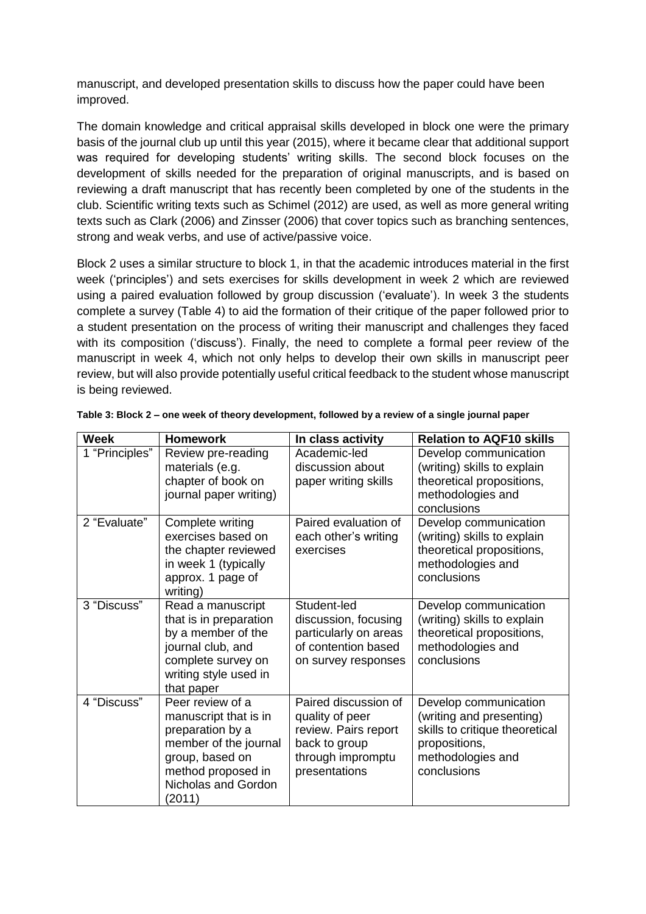manuscript, and developed presentation skills to discuss how the paper could have been improved.

The domain knowledge and critical appraisal skills developed in block one were the primary basis of the journal club up until this year (2015), where it became clear that additional support was required for developing students' writing skills. The second block focuses on the development of skills needed for the preparation of original manuscripts, and is based on reviewing a draft manuscript that has recently been completed by one of the students in the club. Scientific writing texts such as Schimel (2012) are used, as well as more general writing texts such as Clark (2006) and Zinsser (2006) that cover topics such as branching sentences, strong and weak verbs, and use of active/passive voice.

Block 2 uses a similar structure to block 1, in that the academic introduces material in the first week ('principles') and sets exercises for skills development in week 2 which are reviewed using a paired evaluation followed by group discussion ('evaluate'). In week 3 the students complete a survey (Table 4) to aid the formation of their critique of the paper followed prior to a student presentation on the process of writing their manuscript and challenges they faced with its composition ('discuss'). Finally, the need to complete a formal peer review of the manuscript in week 4, which not only helps to develop their own skills in manuscript peer review, but will also provide potentially useful critical feedback to the student whose manuscript is being reviewed.

**Table 3: Block 2 – one week of theory development, followed by a review of a single journal paper**

| Week | Homework | In class activity | Relation to AQF10 skills |
|---|---|---|---|
| 1 "Principles" | Review pre-reading materials (e.g. chapter of book on journal paper writing) | Academic-led discussion about paper writing skills | Develop communication (writing) skills to explain theoretical propositions, methodologies and conclusions |
| 2 "Evaluate" | Complete writing exercises based on the chapter reviewed in week 1 (typically approx. 1 page of writing) | Paired evaluation of each other's writing exercises | Develop communication (writing) skills to explain theoretical propositions, methodologies and conclusions |
| 3 "Discuss" | Read a manuscript that is in preparation by a member of the journal club, and complete survey on writing style used in that paper | Student-led discussion, focusing particularly on areas of contention based on survey responses | Develop communication (writing) skills to explain theoretical propositions, methodologies and conclusions |
| 4 "Discuss" | Peer review of a manuscript that is in preparation by a member of the journal group, based on method proposed in Nicholas and Gordon (2011) | Paired discussion of quality of peer review. Pairs report back to group through impromptu presentations | Develop communication (writing and presenting) skills to critique theoretical propositions, methodologies and conclusions |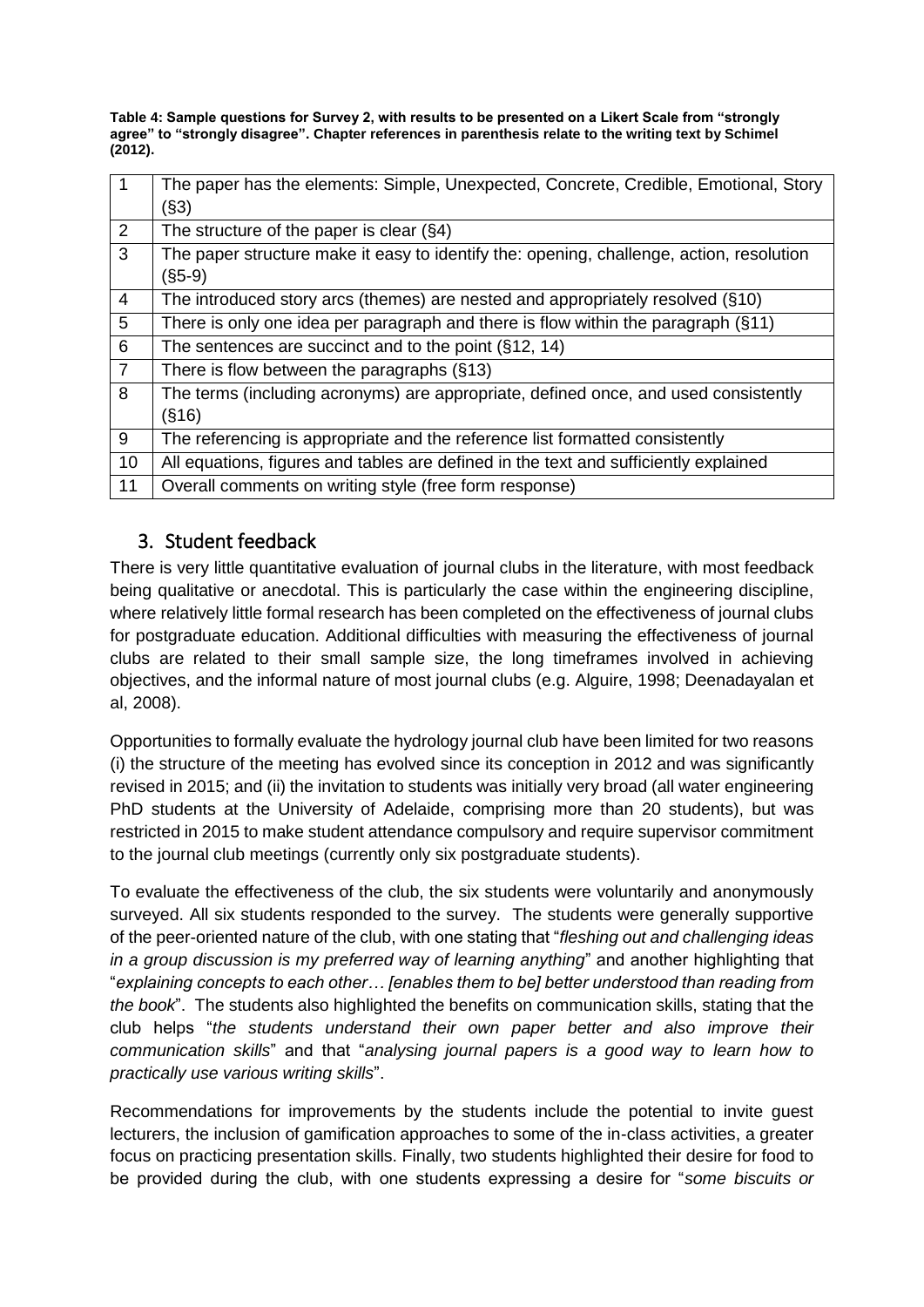**Table 4: Sample questions for Survey 2, with results to be presented on a Likert Scale from "strongly agree" to "strongly disagree". Chapter references in parenthesis relate to the writing text by Schimel (2012).**

| | |
|---|---|
| 1 | The paper has the elements: Simple, Unexpected, Concrete, Credible, Emotional, Story (§3) |
| 2 | The structure of the paper is clear (§4) |
| 3 | The paper structure make it easy to identify the: opening, challenge, action, resolution (§5-9) |
| 4 | The introduced story arcs (themes) are nested and appropriately resolved (§10) |
| 5 | There is only one idea per paragraph and there is flow within the paragraph (§11) |
| 6 | The sentences are succinct and to the point (§12, 14) |
| 7 | There is flow between the paragraphs (§13) |
| 8 | The terms (including acronyms) are appropriate, defined once, and used consistently (§16) |
| 9 | The referencing is appropriate and the reference list formatted consistently |
| 10 | All equations, figures and tables are defined in the text and sufficiently explained |
| 11 | Overall comments on writing style (free form response) |

## 3. Student feedback

There is very little quantitative evaluation of journal clubs in the literature, with most feedback being qualitative or anecdotal. This is particularly the case within the engineering discipline, where relatively little formal research has been completed on the effectiveness of journal clubs for postgraduate education. Additional difficulties with measuring the effectiveness of journal clubs are related to their small sample size, the long timeframes involved in achieving objectives, and the informal nature of most journal clubs (e.g. Alguire, 1998; Deenadayalan et al, 2008).

Opportunities to formally evaluate the hydrology journal club have been limited for two reasons (i) the structure of the meeting has evolved since its conception in 2012 and was significantly revised in 2015; and (ii) the invitation to students was initially very broad (all water engineering PhD students at the University of Adelaide, comprising more than 20 students), but was restricted in 2015 to make student attendance compulsory and require supervisor commitment to the journal club meetings (currently only six postgraduate students).

To evaluate the effectiveness of the club, the six students were voluntarily and anonymously surveyed. All six students responded to the survey. The students were generally supportive of the peer-oriented nature of the club, with one stating that "*fleshing out and challenging ideas in a group discussion is my preferred way of learning anything*" and another highlighting that "*explaining concepts to each other… [enables them to be] better understood than reading from the book*". The students also highlighted the benefits on communication skills, stating that the club helps "*the students understand their own paper better and also improve their communication skills*" and that "*analysing journal papers is a good way to learn how to practically use various writing skills*".

Recommendations for improvements by the students include the potential to invite guest lecturers, the inclusion of gamification approaches to some of the in-class activities, a greater focus on practicing presentation skills. Finally, two students highlighted their desire for food to be provided during the club, with one students expressing a desire for "*some biscuits or*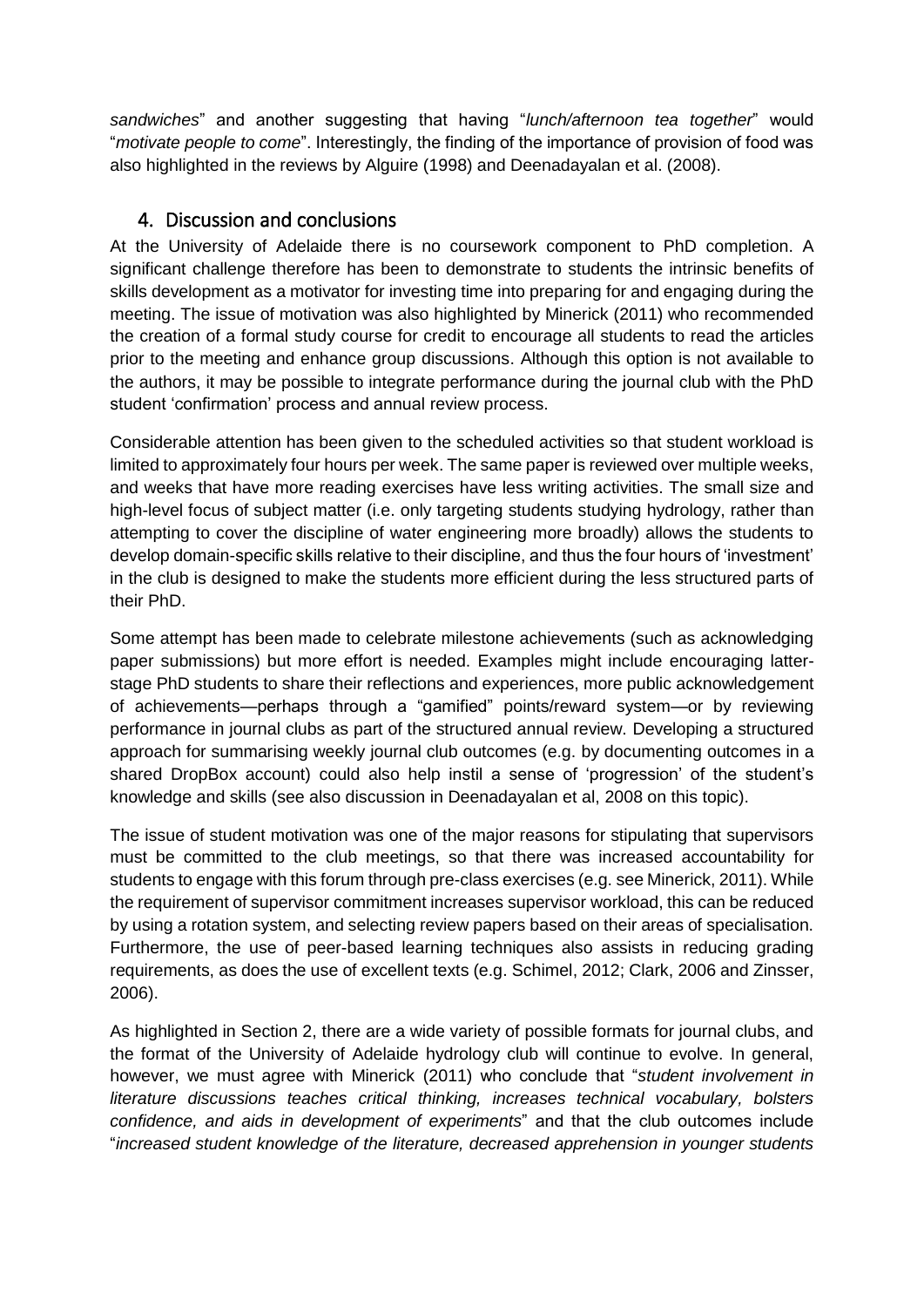*sandwiches*" and another suggesting that having "*lunch/afternoon tea together*" would "*motivate people to come*". Interestingly, the finding of the importance of provision of food was also highlighted in the reviews by Alguire (1998) and Deenadayalan et al. (2008).

## 4. Discussion and conclusions

At the University of Adelaide there is no coursework component to PhD completion. A significant challenge therefore has been to demonstrate to students the intrinsic benefits of skills development as a motivator for investing time into preparing for and engaging during the meeting. The issue of motivation was also highlighted by Minerick (2011) who recommended the creation of a formal study course for credit to encourage all students to read the articles prior to the meeting and enhance group discussions. Although this option is not available to the authors, it may be possible to integrate performance during the journal club with the PhD student 'confirmation' process and annual review process.

Considerable attention has been given to the scheduled activities so that student workload is limited to approximately four hours per week. The same paper is reviewed over multiple weeks, and weeks that have more reading exercises have less writing activities. The small size and high-level focus of subject matter (i.e. only targeting students studying hydrology, rather than attempting to cover the discipline of water engineering more broadly) allows the students to develop domain-specific skills relative to their discipline, and thus the four hours of 'investment' in the club is designed to make the students more efficient during the less structured parts of their PhD.

Some attempt has been made to celebrate milestone achievements (such as acknowledging paper submissions) but more effort is needed. Examples might include encouraging latter-stage PhD students to share their reflections and experiences, more public acknowledgement of achievements—perhaps through a "gamified" points/reward system—or by reviewing performance in journal clubs as part of the structured annual review. Developing a structured approach for summarising weekly journal club outcomes (e.g. by documenting outcomes in a shared DropBox account) could also help instil a sense of 'progression' of the student's knowledge and skills (see also discussion in Deenadayalan et al, 2008 on this topic).

The issue of student motivation was one of the major reasons for stipulating that supervisors must be committed to the club meetings, so that there was increased accountability for students to engage with this forum through pre-class exercises (e.g. see Minerick, 2011). While the requirement of supervisor commitment increases supervisor workload, this can be reduced by using a rotation system, and selecting review papers based on their areas of specialisation. Furthermore, the use of peer-based learning techniques also assists in reducing grading requirements, as does the use of excellent texts (e.g. Schimel, 2012; Clark, 2006 and Zinsser, 2006).

As highlighted in Section 2, there are a wide variety of possible formats for journal clubs, and the format of the University of Adelaide hydrology club will continue to evolve. In general, however, we must agree with Minerick (2011) who conclude that "*student involvement in literature discussions teaches critical thinking, increases technical vocabulary, bolsters confidence, and aids in development of experiments*" and that the club outcomes include "*increased student knowledge of the literature, decreased apprehension in younger students*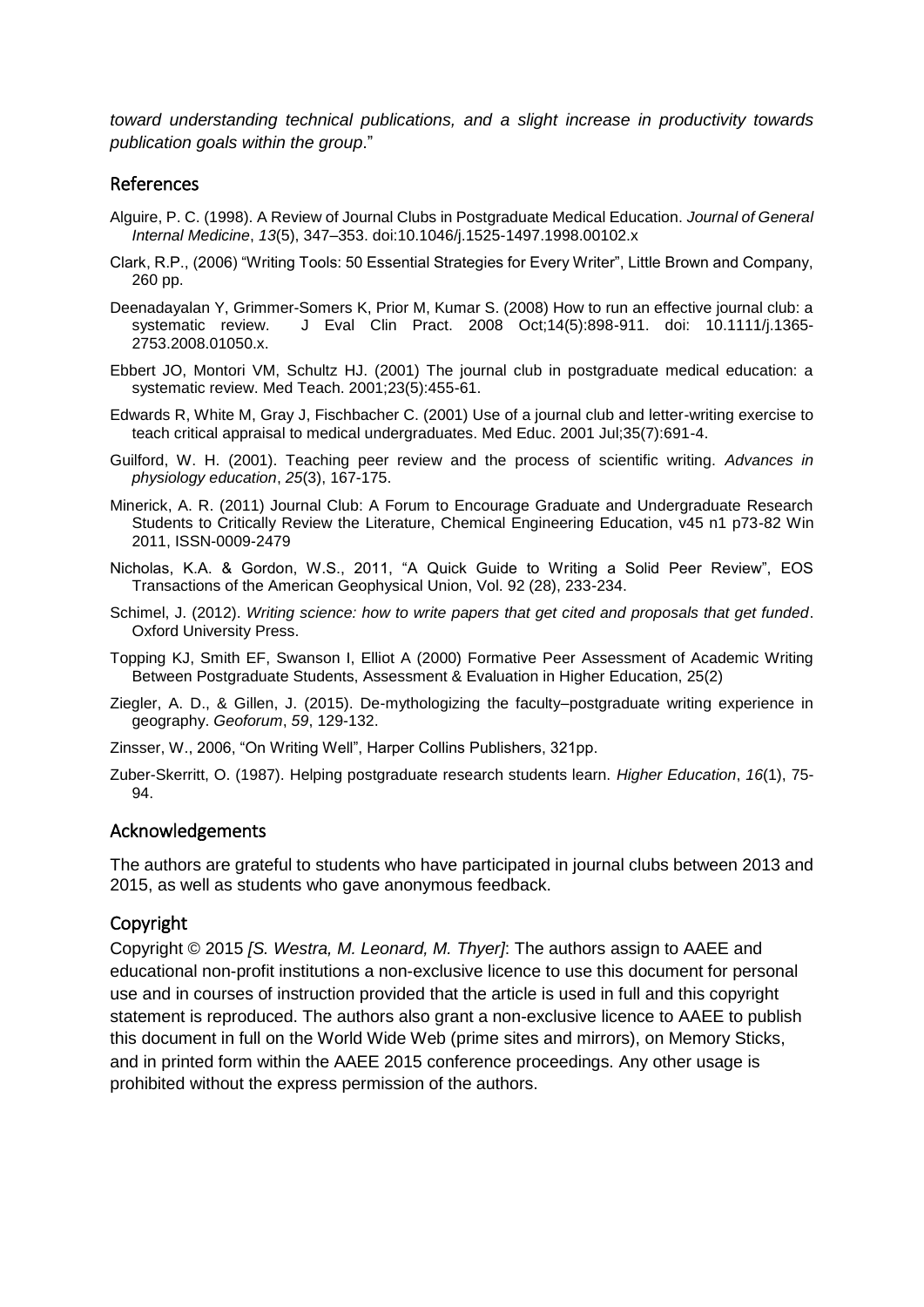*toward understanding technical publications, and a slight increase in productivity towards publication goals within the group*."

## References

Alguire, P. C. (1998). A Review of Journal Clubs in Postgraduate Medical Education. *Journal of General Internal Medicine*, *13*(5), 347–353. doi:10.1046/j.1525-1497.1998.00102.x

Clark, R.P., (2006) "Writing Tools: 50 Essential Strategies for Every Writer", Little Brown and Company, 260 pp.

Deenadayalan Y, Grimmer-Somers K, Prior M, Kumar S. (2008) How to run an effective journal club: a systematic review. J Eval Clin Pract. 2008 Oct;14(5):898-911. doi: 10.1111/j.1365-2753.2008.01050.x.

Ebbert JO, Montori VM, Schultz HJ. (2001) The journal club in postgraduate medical education: a systematic review. Med Teach. 2001;23(5):455-61.

Edwards R, White M, Gray J, Fischbacher C. (2001) Use of a journal club and letter-writing exercise to teach critical appraisal to medical undergraduates. Med Educ. 2001 Jul;35(7):691-4.

Guilford, W. H. (2001). Teaching peer review and the process of scientific writing. *Advances in physiology education*, *25*(3), 167-175.

Minerick, A. R. (2011) Journal Club: A Forum to Encourage Graduate and Undergraduate Research Students to Critically Review the Literature, Chemical Engineering Education, v45 n1 p73-82 Win 2011, ISSN-0009-2479

Nicholas, K.A. & Gordon, W.S., 2011, "A Quick Guide to Writing a Solid Peer Review", EOS Transactions of the American Geophysical Union, Vol. 92 (28), 233-234.

Schimel, J. (2012). *Writing science: how to write papers that get cited and proposals that get funded*. Oxford University Press.

Topping KJ, Smith EF, Swanson I, Elliot A (2000) Formative Peer Assessment of Academic Writing Between Postgraduate Students, Assessment & Evaluation in Higher Education, 25(2)

Ziegler, A. D., & Gillen, J. (2015). De-mythologizing the faculty–postgraduate writing experience in geography. *Geoforum*, *59*, 129-132.

Zinsser, W., 2006, "On Writing Well", Harper Collins Publishers, 321pp.

Zuber-Skerritt, O. (1987). Helping postgraduate research students learn. *Higher Education*, *16*(1), 75-94.

## Acknowledgements

The authors are grateful to students who have participated in journal clubs between 2013 and 2015, as well as students who gave anonymous feedback.

## Copyright

Copyright © 2015 *[S. Westra, M. Leonard, M. Thyer]*: The authors assign to AAEE and educational non-profit institutions a non-exclusive licence to use this document for personal use and in courses of instruction provided that the article is used in full and this copyright statement is reproduced. The authors also grant a non-exclusive licence to AAEE to publish this document in full on the World Wide Web (prime sites and mirrors), on Memory Sticks, and in printed form within the AAEE 2015 conference proceedings. Any other usage is prohibited without the express permission of the authors.